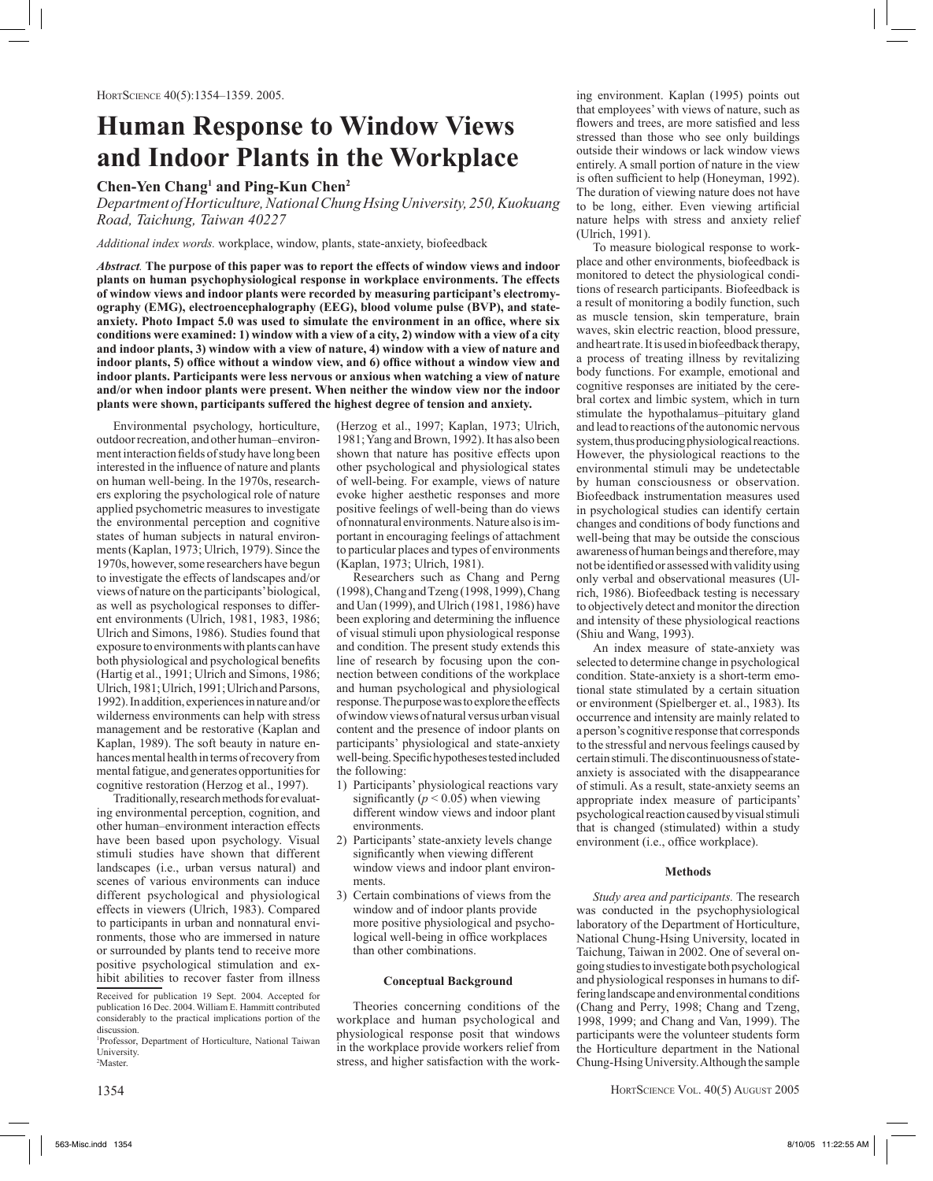# Human Response to Window Views and Indoor Plants in the Workplace

**Chen-Yen Chang[1] and Ping-Kun Chen[2]**

*Department of Horticulture, National Chung Hsing University, 250, Kuokuang Road, Taichung, Taiwan 40227*

*Additional index words.* workplace, window, plants, state-anxiety, biofeedback

***Abstract.*** **The purpose of this paper was to report the effects of window views and indoor plants on human psychophysiological response in workplace environments. The effects of window views and indoor plants were recorded by measuring participant's electromyography (EMG), electroencephalography (EEG), blood volume pulse (BVP), and state-anxiety. Photo Impact 5.0 was used to simulate the environment in an office, where six conditions were examined: 1) window with a view of a city, 2) window with a view of a city and indoor plants, 3) window with a view of nature, 4) window with a view of nature and indoor plants, 5) office without a window view, and 6) office without a window view and indoor plants. Participants were less nervous or anxious when watching a view of nature and/or when indoor plants were present. When neither the window view nor the indoor plants were shown, participants suffered the highest degree of tension and anxiety.**

Environmental psychology, horticulture, outdoor recreation, and other human–environment interaction fields of study have long been interested in the influence of nature and plants on human well-being. In the 1970s, researchers exploring the psychological role of nature applied psychometric measures to investigate the environmental perception and cognitive states of human subjects in natural environments (Kaplan, 1973; Ulrich, 1979). Since the 1970s, however, some researchers have begun to investigate the effects of landscapes and/or views of nature on the participants' biological, as well as psychological responses to different environments (Ulrich, 1981, 1983, 1986; Ulrich and Simons, 1986). Studies found that exposure to environments with plants can have both physiological and psychological benefits (Hartig et al., 1991; Ulrich and Simons, 1986; Ulrich, 1981; Ulrich, 1991; Ulrich and Parsons, 1992). In addition, experiences in nature and/or wilderness environments can help with stress management and be restorative (Kaplan and Kaplan, 1989). The soft beauty in nature enhances mental health in terms of recovery from mental fatigue, and generates opportunities for cognitive restoration (Herzog et al., 1997).

Traditionally, research methods for evaluating environmental perception, cognition, and other human–environment interaction effects have been based upon psychology. Visual stimuli studies have shown that different landscapes (i.e., urban versus natural) and scenes of various environments can induce different psychological and physiological effects in viewers (Ulrich, 1983). Compared to participants in urban and nonnatural environments, those who are immersed in nature or surrounded by plants tend to receive more positive psychological stimulation and exhibit abilities to recover faster from illness (Herzog et al., 1997; Kaplan, 1973; Ulrich, 1981; Yang and Brown, 1992). It has also been shown that nature has positive effects upon other psychological and physiological states of well-being. For example, views of nature evoke higher aesthetic responses and more positive feelings of well-being than do views of nonnatural environments. Nature also is important in encouraging feelings of attachment to particular places and types of environments (Kaplan, 1973; Ulrich, 1981).

Researchers such as Chang and Perng (1998), Chang and Tzeng (1998, 1999), Chang and Uan (1999), and Ulrich (1981, 1986) have been exploring and determining the influence of visual stimuli upon physiological response and condition. The present study extends this line of research by focusing upon the connection between conditions of the workplace and human psychological and physiological response. The purpose was to explore the effects of window views of natural versus urban visual content and the presence of indoor plants on participants' physiological and state-anxiety well-being. Specific hypotheses tested included the following:

1) Participants' physiological reactions vary significantly ($p < 0.05$) when viewing different window views and indoor plant environments.
2) Participants' state-anxiety levels change significantly when viewing different window views and indoor plant environments.
3) Certain combinations of views from the window and of indoor plants provide more positive physiological and psychological well-being in office workplaces than other combinations.

## Conceptual Background

Theories concerning conditions of the workplace and human psychological and physiological response posit that windows in the workplace provide workers relief from stress, and higher satisfaction with the working environment. Kaplan (1995) points out that employees' with views of nature, such as flowers and trees, are more satisfied and less stressed than those who see only buildings outside their windows or lack window views entirely. A small portion of nature in the view is often sufficient to help (Honeyman, 1992). The duration of viewing nature does not have to be long, either. Even viewing artificial nature helps with stress and anxiety relief (Ulrich, 1991).

To measure biological response to workplace and other environments, biofeedback is monitored to detect the physiological conditions of research participants. Biofeedback is a result of monitoring a bodily function, such as muscle tension, skin temperature, brain waves, skin electric reaction, blood pressure, and heart rate. It is used in biofeedback therapy, a process of treating illness by revitalizing body functions. For example, emotional and cognitive responses are initiated by the cerebral cortex and limbic system, which in turn stimulate the hypothalamus–pituitary gland and lead to reactions of the autonomic nervous system, thus producing physiological reactions. However, the physiological reactions to the environmental stimuli may be undetectable by human consciousness or observation. Biofeedback instrumentation measures used in psychological studies can identify certain changes and conditions of body functions and well-being that may be outside the conscious awareness of human beings and therefore, may not be identified or assessed with validity using only verbal and observational measures (Ulrich, 1986). Biofeedback testing is necessary to objectively detect and monitor the direction and intensity of these physiological reactions (Shiu and Wang, 1993).

An index measure of state-anxiety was selected to determine change in psychological condition. State-anxiety is a short-term emotional state stimulated by a certain situation or environment (Spielberger et. al., 1983). Its occurrence and intensity are mainly related to a person's cognitive response that corresponds to the stressful and nervous feelings caused by certain stimuli. The discontinuousness of state-anxiety is associated with the disappearance of stimuli. As a result, state-anxiety seems an appropriate index measure of participants' psychological reaction caused by visual stimuli that is changed (stimulated) within a study environment (i.e., office workplace).

## Methods

*Study area and participants.* The research was conducted in the psychophysiological laboratory of the Department of Horticulture, National Chung-Hsing University, located in Taichung, Taiwan in 2002. One of several ongoing studies to investigate both psychological and physiological responses in humans to differing landscape and environmental conditions (Chang and Perry, 1998; Chang and Tzeng, 1998, 1999; and Chang and Van, 1999). The participants were the volunteer students form the Horticulture department in the National Chung-Hsing University. Although the sample

---

Received for publication 19 Sept. 2004. Accepted for publication 16 Dec. 2004. William E. Hammitt contributed considerably to the practical implications portion of the discussion.

[1]Professor, Department of Horticulture, National Taiwan University.

[2]Master.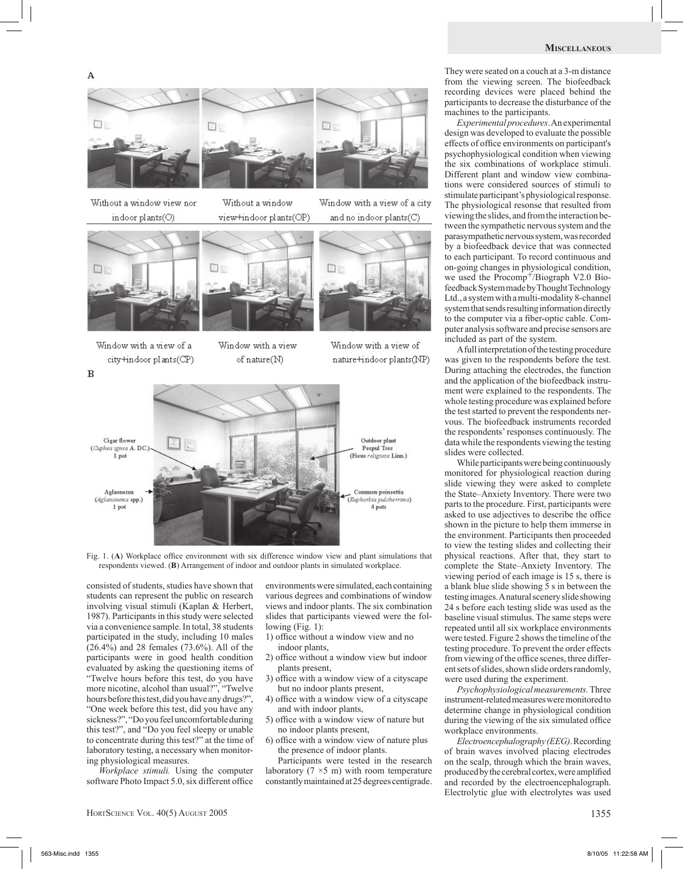consisted of students, studies have shown that students can represent the public on research involving visual stimuli (Kaplan & Herbert, 1987). Participants in this study were selected via a convenience sample. In total, 38 students participated in the study, including 10 males (26.4%) and 28 females (73.6%). All of the participants were in good health condition evaluated by asking the questioning items of "Twelve hours before this test, do you have more nicotine, alcohol than usual?", "Twelve hours before this test, did you have any drugs?", "One week before this test, did you have any sickness?", "Do you feel uncomfortable during this test?", and "Do you feel sleepy or unable to concentrate during this test?" at the time of laboratory testing, a necessary when monitoring physiological measures.

*Workplace stimuli.* Using the computer software Photo Impact 5.0, six different office environments were simulated, each containing various degrees and combinations of window views and indoor plants. The six combination slides that participants viewed were the following (Fig. 1):

1) office without a window view and no indoor plants,
2) office without a window view but indoor plants present,
3) office with a window view of a cityscape but no indoor plants present,
4) office with a window view of a cityscape and with indoor plants,
5) office with a window view of nature but no indoor plants present,
6) office with a window view of nature plus the presence of indoor plants.

Participants were tested in the research laboratory (7 ×5 m) with room temperature constantly maintained at 25 degrees centigrade. They were seated on a couch at a 3-m distance from the viewing screen. The biofeedback recording devices were placed behind the participants to decrease the disturbance of the machines to the participants.

*Experimental procedures.* An experimental design was developed to evaluate the possible effects of office environments on participant's psychophysiological condition when viewing the six combinations of workplace stimuli. Different plant and window view combinations were considered sources of stimuli to stimulate participant's physiological response. The physiological resonse that resulted from viewing the slides, and from the interaction between the sympathetic nervous system and the parasympathetic nervous system, was recorded by a biofeedback device that was connected to each participant. To record continuous and on-going changes in physiological condition, we used the Procomp$^{+}$/Biograph V2.0 Biofeedback System made by Thought Technology Ltd., a system with a multi-modality 8-channel system that sends resulting information directly to the computer via a fiber-optic cable. Computer analysis software and precise sensors are included as part of the system.

A full interpretation of the testing procedure was given to the respondents before the test. During attaching the electrodes, the function and the application of the biofeedback instrument were explained to the respondents. The whole testing procedure was explained before the test started to prevent the respondents nervous. The biofeedback instruments recorded the respondents' responses continuously. The data while the respondents viewing the testing slides were collected.

While participants were being continuously monitored for physiological reaction during slide viewing they were asked to complete the State–Anxiety Inventory. There were two parts to the procedure. First, participants were asked to use adjectives to describe the office shown in the picture to help them immerse in the environment. Participants then proceeded to view the testing slides and collecting their physical reactions. After that, they start to complete the State–Anxiety Inventory. The viewing period of each image is 15 s, there is a blank blue slide showing 5 s in between the testing images. A natural scenery slide showing 24 s before each testing slide was used as the baseline visual stimulus. The same steps were repeated until all six workplace environments were tested. Figure 2 shows the timeline of the testing procedure. To prevent the order effects from viewing of the office scenes, three different sets of slides, shown slide orders randomly, were used during the experiment.

*Psychophysiological measurements.* Three instrument-related measures were monitored to determine change in physiological condition during the viewing of the six simulated office workplace environments.

*Electroencephalography (EEG).* Recording of brain waves involved placing electrodes on the scalp, through which the brain waves, produced by the cerebral cortex, were amplified and recorded by the electroencephalograph. Electrolytic glue with electrolytes was used

Fig. 1. (**A**) Workplace office environment with six difference window view and plant simulations that respondents viewed. (**B**) Arrangement of indoor and outdoor plants in simulated workplace.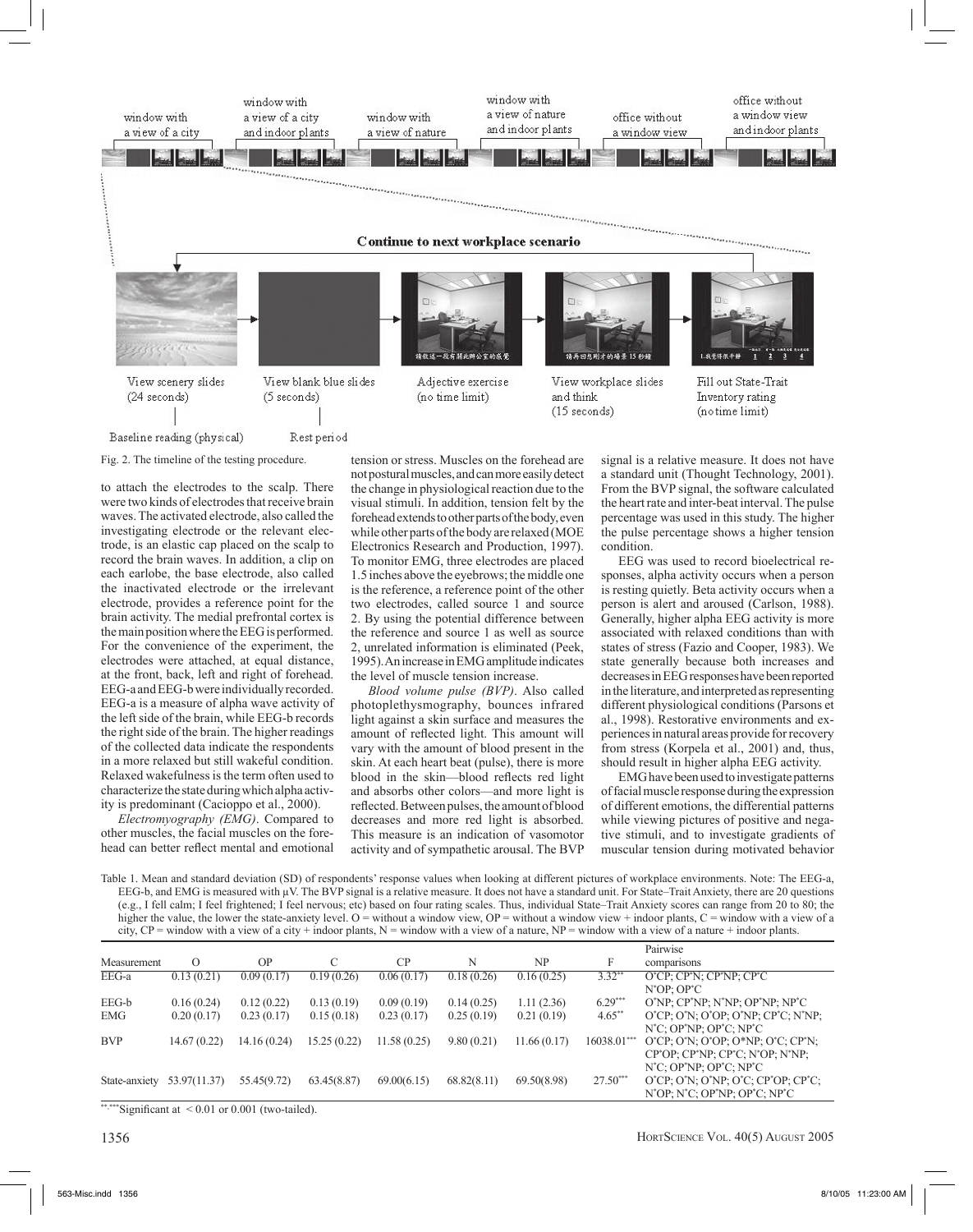Fig. 2. The timeline of the testing procedure.

to attach the electrodes to the scalp. There were two kinds of electrodes that receive brain waves. The activated electrode, also called the investigating electrode or the relevant electrode, is an elastic cap placed on the scalp to record the brain waves. In addition, a clip on each earlobe, the base electrode, also called the inactivated electrode or the irrelevant electrode, provides a reference point for the brain activity. The medial prefrontal cortex is the main position where the EEG is performed. For the convenience of the experiment, the electrodes were attached, at equal distance, at the front, back, left and right of forehead. EEG-a and EEG-b were individually recorded. EEG-a is a measure of alpha wave activity of the left side of the brain, while EEG-b records the right side of the brain. The higher readings of the collected data indicate the respondents in a more relaxed but still wakeful condition. Relaxed wakefulness is the term often used to characterize the state during which alpha activity is predominant (Cacioppo et al., 2000).

*Electromyography (EMG)*. Compared to other muscles, the facial muscles on the forehead can better reflect mental and emotional tension or stress. Muscles on the forehead are not postural muscles, and can more easily detect the change in physiological reaction due to the visual stimuli. In addition, tension felt by the forehead extends to other parts of the body, even while other parts of the body are relaxed (MOE Electronics Research and Production, 1997). To monitor EMG, three electrodes are placed 1.5 inches above the eyebrows; the middle one is the reference, a reference point of the other two electrodes, called source 1 and source 2. By using the potential difference between the reference and source 1 as well as source 2, unrelated information is eliminated (Peek, 1995). An increase in EMG amplitude indicates the level of muscle tension increase.

*Blood volume pulse (BVP)*. Also called photoplethysmography, bounces infrared light against a skin surface and measures the amount of reflected light. This amount will vary with the amount of blood present in the skin. At each heart beat (pulse), there is more blood in the skin—blood reflects red light and absorbs other colors—and more light is reflected. Between pulses, the amount of blood decreases and more red light is absorbed. This measure is an indication of vasomotor activity and of sympathetic arousal. The BVP signal is a relative measure. It does not have a standard unit (Thought Technology, 2001). From the BVP signal, the software calculated the heart rate and inter-beat interval. The pulse percentage was used in this study. The higher the pulse percentage shows a higher tension condition.

EEG was used to record bioelectrical responses, alpha activity occurs when a person is resting quietly. Beta activity occurs when a person is alert and aroused (Carlson, 1988). Generally, higher alpha EEG activity is more associated with relaxed conditions than with states of stress (Fazio and Cooper, 1983). We state generally because both increases and decreases in EEG responses have been reported in the literature, and interpreted as representing different physiological conditions (Parsons et al., 1998). Restorative environments and experiences in natural areas provide for recovery from stress (Korpela et al., 2001) and, thus, should result in higher alpha EEG activity.

EMG have been used to investigate patterns of facial muscle response during the expression of different emotions, the differential patterns while viewing pictures of positive and negative stimuli, and to investigate gradients of muscular tension during motivated behavior

Table 1. Mean and standard deviation (SD) of respondents' response values when looking at different pictures of workplace environments. Note: The EEG-a, EEG-b, and EMG is measured with μV. The BVP signal is a relative measure. It does not have a standard unit. For State–Trait Anxiety, there are 20 questions (e.g., I fell calm; I feel frightened; I feel nervous; etc) based on four rating scales. Thus, individual State–Trait Anxiety scores can range from 20 to 80; the higher the value, the lower the state-anxiety level. O = without a window view, OP = without a window view + indoor plants, C = window with a view of a city, CP = window with a view of a city + indoor plants, N = window with a view of a nature, NP = window with a view of a nature + indoor plants.

| Measurement | O | OP | C | CP | N | NP | F | Pairwise comparisons |
|---|---|---|---|---|---|---|---|---|
| EEG-a | 0.13 (0.21) | 0.09 (0.17) | 0.19 (0.26) | 0.06 (0.17) | 0.18 (0.26) | 0.16 (0.25) | 3.32** | O*CP; CP*N; CP*NP; CP*C N*OP; OP*C |
| EEG-b | 0.16 (0.24) | 0.12 (0.22) | 0.13 (0.19) | 0.09 (0.19) | 0.14 (0.25) | 1.11 (2.36) | 6.29*** | O*NP; CP*NP; N*NP; OP*NP; NP*C |
| EMG | 0.20 (0.17) | 0.23 (0.17) | 0.15 (0.18) | 0.23 (0.17) | 0.25 (0.19) | 0.21 (0.19) | 4.65** | O*CP; O*N; O*OP; O*NP; CP*C; N*NP; N*C; OP*NP; OP*C; NP*C |
| BVP | 14.67 (0.22) | 14.16 (0.24) | 15.25 (0.22) | 11.58 (0.25) | 9.80 (0.21) | 11.66 (0.17) | 16038.01*** | O*CP; O*N; O*OP; O*NP; O*C; CP*N; CP*OP; CP*NP; CP*C; N*OP; N*NP; N*C; OP*NP; OP*C; NP*C |
| State-anxiety | 53.97(11.37) | 55.45(9.72) | 63.45(8.87) | 69.00(6.15) | 68.82(8.11) | 69.50(8.98) | 27.50*** | O*CP; O*N; O*NP; O*C; CP*OP; CP*C; N*OP; N*C; OP*NP; OP*C; NP*C |

**,***Significant at < 0.01 or 0.001 (two-tailed).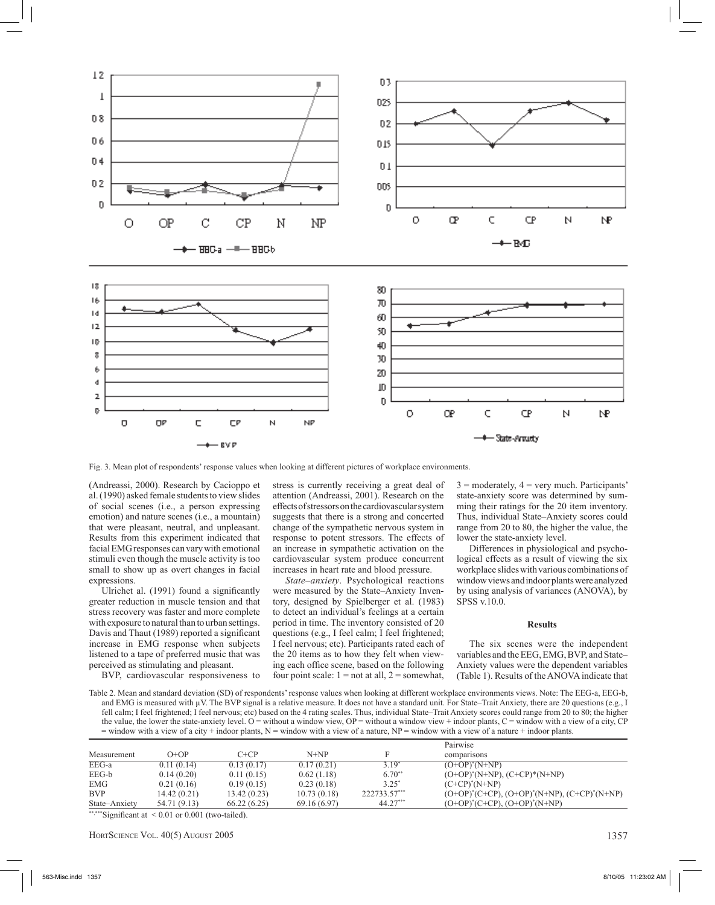Fig. 3. Mean plot of respondents' response values when looking at different pictures of workplace environments.

(Andreassi, 2000). Research by Cacioppo et al. (1990) asked female students to view slides of social scenes (i.e., a person expressing emotion) and nature scenes (i.e., a mountain) that were pleasant, neutral, and unpleasant. Results from this experiment indicated that facial EMG responses can vary with emotional stimuli even though the muscle activity is too small to show up as overt changes in facial expressions.

Ulrich et al. (1991) found a significantly greater reduction in muscle tension and that stress recovery was faster and more complete with exposure to natural than to urban settings. Davis and Thaut (1989) reported a significant increase in EMG response when subjects listened to a tape of preferred music that was perceived as stimulating and pleasant.

BVP, cardiovascular responsiveness to stress is currently receiving a great deal of attention (Andreassi, 2001). Research on the effects of stressors on the cardiovascular system suggests that there is a strong and concerted change of the sympathetic nervous system in response to potent stressors. The effects of an increase in sympathetic activation on the cardiovascular system produce concurrent increases in heart rate and blood pressure.

*State–anxiety*. Psychological reactions were measured by the State–Anxiety Inventory, designed by Spielberger et al. (1983) to detect an individual's feelings at a certain period in time. The inventory consisted of 20 questions (e.g., I feel calm; I feel frightened; I feel nervous; etc). Participants rated each of the 20 items as to how they felt when viewing each office scene, based on the following four point scale: 1 = not at all, 2 = somewhat, 3 = moderately, 4 = very much. Participants' state-anxiety score was determined by summing their ratings for the 20 item inventory. Thus, individual State–Anxiety scores could range from 20 to 80, the higher the value, the lower the state-anxiety level.

Differences in physiological and psychological effects as a result of viewing the six workplace slides with various combinations of window views and indoor plants were analyzed by using analysis of variances (ANOVA), by SPSS v.10.0.

## Results

The six scenes were the independent variables and the EEG, EMG, BVP, and State–Anxiety values were the dependent variables (Table 1). Results of the ANOVA indicate that

Table 2. Mean and standard deviation (SD) of respondents' response values when looking at different workplace environments views. Note: The EEG-a, EEG-b, and EMG is measured with μV. The BVP signal is a relative measure. It does not have a standard unit. For State–Trait Anxiety, there are 20 questions (e.g., I fell calm; I feel frightened; I feel nervous; etc) based on the 4 rating scales. Thus, individual State–Trait Anxiety scores could range from 20 to 80; the higher the value, the lower the state-anxiety level. O = without a window view, OP = without a window view + indoor plants, C = window with a view of a city, CP = window with a view of a city + indoor plants, N = window with a view of a nature, NP = window with a view of a nature + indoor plants.

| Measurement | O+OP | C+CP | N+NP | F | Pairwise comparisons |
|---|---|---|---|---|---|
| EEG-a | 0.11 (0.14) | 0.13 (0.17) | 0.17 (0.21) | 3.19* | (O+OP)*(N+NP) |
| EEG-b | 0.14 (0.20) | 0.11 (0.15) | 0.62 (1.18) | 6.70** | (O+OP)*(N+NP), (C+CP)*(N+NP) |
| EMG | 0.21 (0.16) | 0.19 (0.15) | 0.23 (0.18) | 3.25* | (C+CP)*(N+NP) |
| BVP | 14.42 (0.21) | 13.42 (0.23) | 10.73 (0.18) | 222733.57*** | (O+OP)*(C+CP), (O+OP)*(N+NP), (C+CP)*(N+NP) |
| State–Anxiety | 54.71 (9.13) | 66.22 (6.25) | 69.16 (6.97) | 44.27*** | (O+OP)*(C+CP), (O+OP)*(N+NP) |

**,***Significant at < 0.01 or 0.001 (two-tailed).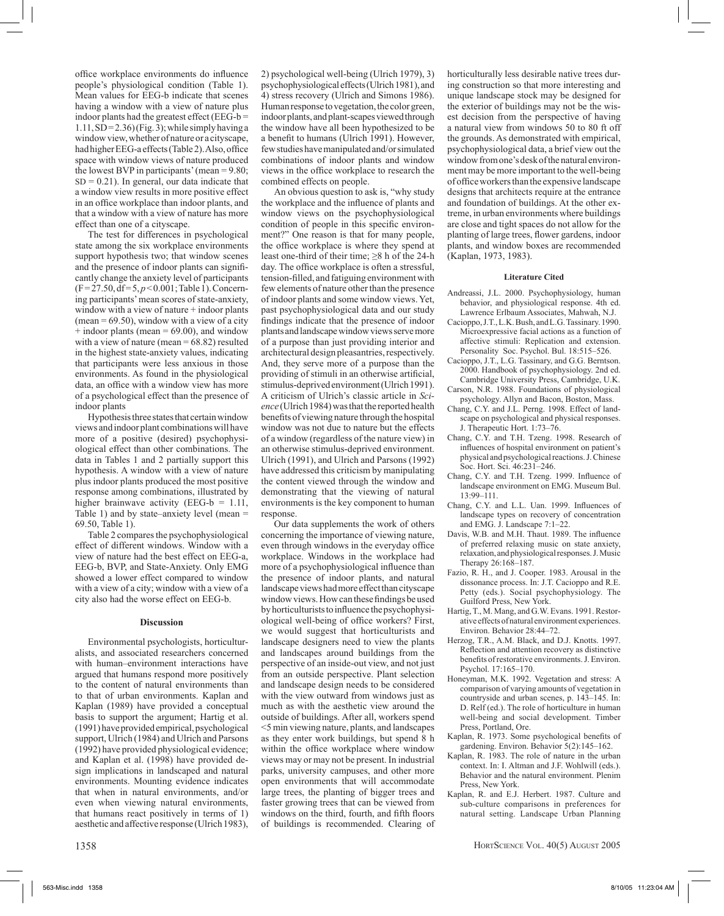office workplace environments do influence people's physiological condition (Table 1). Mean values for EEG-b indicate that scenes having a window with a view of nature plus indoor plants had the greatest effect (EEG-b = 1.11, SD = 2.36) (Fig. 3); while simply having a window view, whether of nature or a cityscape, had higher EEG-a effects (Table 2). Also, office space with window views of nature produced the lowest BVP in participants' (mean = 9.80; SD = 0.21). In general, our data indicate that a window view results in more positive effect in an office workplace than indoor plants, and that a window with a view of nature has more effect than one of a cityscape.

The test for differences in psychological state among the six workplace environments support hypothesis two; that window scenes and the presence of indoor plants can significantly change the anxiety level of participants ($F = 27.50$, $df = 5$, $p < 0.001$; Table 1). Concerning participants' mean scores of state-anxiety, window with a view of nature + indoor plants (mean = 69.50), window with a view of a city + indoor plants (mean = 69.00), and window with a view of nature (mean = 68.82) resulted in the highest state-anxiety values, indicating that participants were less anxious in those environments. As found in the physiological data, an office with a window view has more of a psychological effect than the presence of indoor plants

Hypothesis three states that certain window views and indoor plant combinations will have more of a positive (desired) psychophysiological effect than other combinations. The data in Tables 1 and 2 partially support this hypothesis. A window with a view of nature plus indoor plants produced the most positive response among combinations, illustrated by higher brainwave activity (EEG-b = 1.11, Table 1) and by state–anxiety level (mean = 69.50, Table 1).

Table 2 compares the psychophysiological effect of different windows. Window with a view of nature had the best effect on EEG-a, EEG-b, BVP, and State-Anxiety. Only EMG showed a lower effect compared to window with a view of a city; window with a view of a city also had the worse effect on EEG-b.

## Discussion

Environmental psychologists, horticulturalists, and associated researchers concerned with human–environment interactions have argued that humans respond more positively to the content of natural environments than to that of urban environments. Kaplan and Kaplan (1989) have provided a conceptual basis to support the argument; Hartig et al. (1991) have provided empirical, psychological support, Ulrich (1984) and Ulrich and Parsons (1992) have provided physiological evidence; and Kaplan et al. (1998) have provided design implications in landscaped and natural environments. Mounting evidence indicates that when in natural environments, and/or even when viewing natural environments, that humans react positively in terms of 1) aesthetic and affective response (Ulrich 1983), 2) psychological well-being (Ulrich 1979), 3) psychophysiological effects (Ulrich 1981), and 4) stress recovery (Ulrich and Simons 1986). Human response to vegetation, the color green, indoor plants, and plant-scapes viewed through the window have all been hypothesized to be a benefit to humans (Ulrich 1991). However, few studies have manipulated and/or simulated combinations of indoor plants and window views in the office workplace to research the combined effects on people.

An obvious question to ask is, "why study the workplace and the influence of plants and window views on the psychophysiological condition of people in this specific environment?" One reason is that for many people, the office workplace is where they spend at least one-third of their time; ≥8 h of the 24-h day. The office workplace is often a stressful, tension-filled, and fatiguing environment with few elements of nature other than the presence of indoor plants and some window views. Yet, past psychophysiological data and our study findings indicate that the presence of indoor plants and landscape window views serve more of a purpose than just providing interior and architectural design pleasantries, respectively. And, they serve more of a purpose than the providing of stimuli in an otherwise artificial, stimulus-deprived environment (Ulrich 1991). A criticism of Ulrich's classic article in *Science* (Ulrich 1984) was that the reported health benefits of viewing nature through the hospital window was not due to nature but the effects of a window (regardless of the nature view) in an otherwise stimulus-deprived environment. Ulrich (1991), and Ulrich and Parsons (1992) have addressed this criticism by manipulating the content viewed through the window and demonstrating that the viewing of natural environments is the key component to human response.

Our data supplements the work of others concerning the importance of viewing nature, even through windows in the everyday office workplace. Windows in the workplace had more of a psychophysiological influence than the presence of indoor plants, and natural landscape window views had more effect than cityscape window views. How can these findings be used by horticulturists to influence the psychophysiological well-being of office workers? First, we would suggest that horticulturists and landscape designers need to view the plants and landscapes around buildings from the perspective of an inside-out view, and not just from an outside perspective. Plant selection and landscape design needs to be considered with the view outward from windows just as much as with the aesthetic view around the outside of buildings. After all, workers spend <5 min viewing nature, plants, and landscapes as they enter work buildings, but spend 8 h within the office workplace where window views may or may not be present. In industrial parks, university campuses, and other more open environments that will accommodate large trees, the planting of bigger trees and faster growing trees that can be viewed from windows on the third, fourth, and fifth floors of buildings is recommended. Clearing of horticulturally less desirable native trees during construction so that more interesting and unique landscape stock may be designed for the exterior of buildings may not be the wisest decision from the perspective of having a natural view from windows 50 to 80 ft off the grounds. As demonstrated with empirical, psychophysiological data, a brief view out the window from one's desk of the natural environment may be more important to the well-being of office workers than the expensive landscape designs that architects require at the entrance and foundation of buildings. At the other extreme, in urban environments where buildings are close and tight spaces do not allow for the planting of large trees, flower gardens, indoor plants, and window boxes are recommended (Kaplan, 1973, 1983).

## Literature Cited

Andreassi, J.L. 2000. Psychophysiology, human behavior, and physiological response. 4th ed. Lawrence Erlbaum Associates, Mahwah, N.J.

Cacioppo, J.T., L.K. Bush, and L.G. Tassinary. 1990. Microexpressive facial actions as a function of affective stimuli: Replication and extension. Personality Soc. Psychol. Bul. 18:515–526.

Cacioppo, J.T., L.G. Tassinary, and G.G. Berntson. 2000. Handbook of psychophysiology. 2nd ed. Cambridge University Press, Cambridge, U.K.

Carson, N.R. 1988. Foundations of physiological psychology. Allyn and Bacon, Boston, Mass.

Chang, C.Y. and J.L. Perng. 1998. Effect of landscape on psychological and physical responses. J. Therapeutic Hort. 1:73–76.

Chang, C.Y. and T.H. Tzeng. 1998. Research of influences of hospital environment on patient's physical and psychological reactions. J. Chinese Soc. Hort. Sci. 46:231–246.

Chang, C.Y. and T.H. Tzeng. 1999. Influence of landscape environment on EMG. Museum Bul. 13:99–111.

Chang, C.Y. and L.L. Uan. 1999. Influences of landscape types on recovery of concentration and EMG. J. Landscape 7:1–22.

Davis, W.B. and M.H. Thaut. 1989. The influence of preferred relaxing music on state anxiety, relaxation, and physiological responses. J. Music Therapy 26:168–187.

Fazio, R. H., and J. Cooper. 1983. Arousal in the dissonance process. In: J.T. Cacioppo and R.E. Petty (eds.). Social psychophysiology. The Guilford Press, New York.

Hartig, T., M. Mang, and G.W. Evans. 1991. Restorative effects of natural environment experiences. Environ. Behavior 28:44–72.

Herzog, T.R., A.M. Black, and D.J. Knotts. 1997. Reflection and attention recovery as distinctive benefits of restorative environments. J. Environ. Psychol. 17:165–170.

Honeyman, M.K. 1992. Vegetation and stress: A comparison of varying amounts of vegetation in countryside and urban scenes, p. 143–145. In: D. Relf (ed.). The role of horticulture in human well-being and social development. Timber Press, Portland, Ore.

Kaplan, R. 1973. Some psychological benefits of gardening. Environ. Behavior 5(2):145–162.

Kaplan, R. 1983. The role of nature in the urban context. In: I. Altman and J.F. Wohlwill (eds.). Behavior and the natural environment. Plenim Press, New York.

Kaplan, R. and E.J. Herbert. 1987. Culture and sub-culture comparisons in preferences for natural setting. Landscape Urban Planning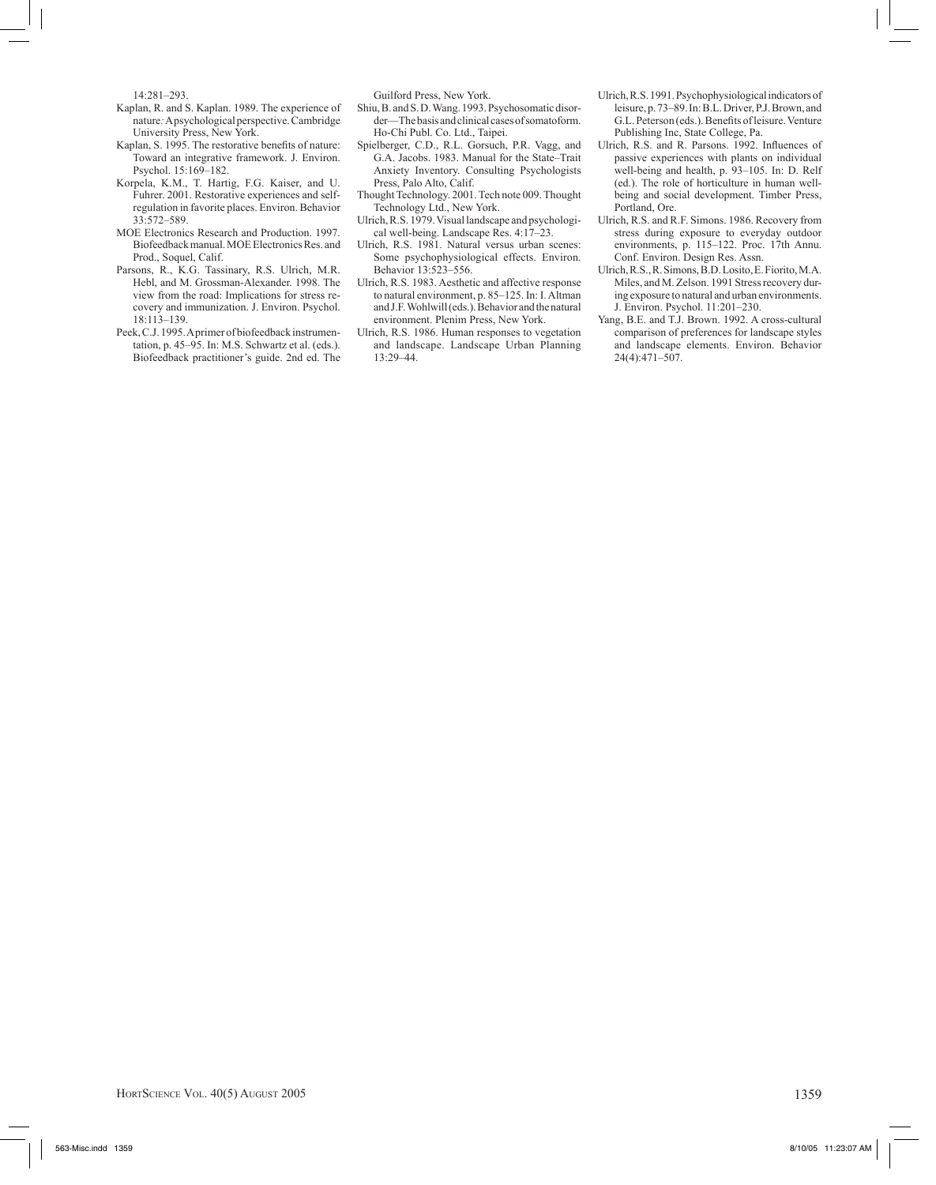14:281–293.

Kaplan, R. and S. Kaplan. 1989. The experience of nature: A psychological perspective. Cambridge University Press, New York.

Kaplan, S. 1995. The restorative benefits of nature: Toward an integrative framework. J. Environ. Psychol. 15:169–182.

Korpela, K.M., T. Hartig, F.G. Kaiser, and U. Fuhrer. 2001. Restorative experiences and self-regulation in favorite places. Environ. Behavior 33:572–589.

MOE Electronics Research and Production. 1997. Biofeedback manual. MOE Electronics Res. and Prod., Soquel, Calif.

Parsons, R., K.G. Tassinary, R.S. Ulrich, M.R. Hebl, and M. Grossman-Alexander. 1998. The view from the road: Implications for stress recovery and immunization. J. Environ. Psychol. 18:113–139.

Peek, C.J. 1995. A primer of biofeedback instrumentation, p. 45–95. In: M.S. Schwartz et al. (eds.). Biofeedback practitioner's guide. 2nd ed. The Guilford Press, New York.

Shiu, B. and S.D. Wang. 1993. Psychosomatic disorder—The basis and clinical cases of somatoform. Ho-Chi Publ. Co. Ltd., Taipei.

Spielberger, C.D., R.L. Gorsuch, P.R. Vagg, and G.A. Jacobs. 1983. Manual for the State–Trait Anxiety Inventory. Consulting Psychologists Press, Palo Alto, Calif.

Thought Technology. 2001. Tech note 009. Thought Technology Ltd., New York.

Ulrich, R.S. 1979. Visual landscape and psychological well-being. Landscape Res. 4:17–23.

Ulrich, R.S. 1981. Natural versus urban scenes: Some psychophysiological effects. Environ. Behavior 13:523–556.

Ulrich, R.S. 1983. Aesthetic and affective response to natural environment, p. 85–125. In: I. Altman and J.F. Wohlwill (eds.). Behavior and the natural environment. Plenim Press, New York.

Ulrich, R.S. 1986. Human responses to vegetation and landscape. Landscape Urban Planning 13:29–44.

Ulrich, R.S. 1991. Psychophysiological indicators of leisure, p. 73–89. In: B.L. Driver, P.J. Brown, and G.L. Peterson (eds.). Benefits of leisure. Venture Publishing Inc, State College, Pa.

Ulrich, R.S. and R. Parsons. 1992. Influences of passive experiences with plants on individual well-being and health, p. 93–105. In: D. Relf (ed.). The role of horticulture in human well-being and social development. Timber Press, Portland, Ore.

Ulrich, R.S. and R.F. Simons. 1986. Recovery from stress during exposure to everyday outdoor environments, p. 115–122. Proc. 17th Annu. Conf. Environ. Design Res. Assn.

Ulrich, R.S., R. Simons, B.D. Losito, E. Fiorito, M.A. Miles, and M. Zelson. 1991 Stress recovery during exposure to natural and urban environments. J. Environ. Psychol. 11:201–230.

Yang, B.E. and T.J. Brown. 1992. A cross-cultural comparison of preferences for landscape styles and landscape elements. Environ. Behavior 24(4):471–507.